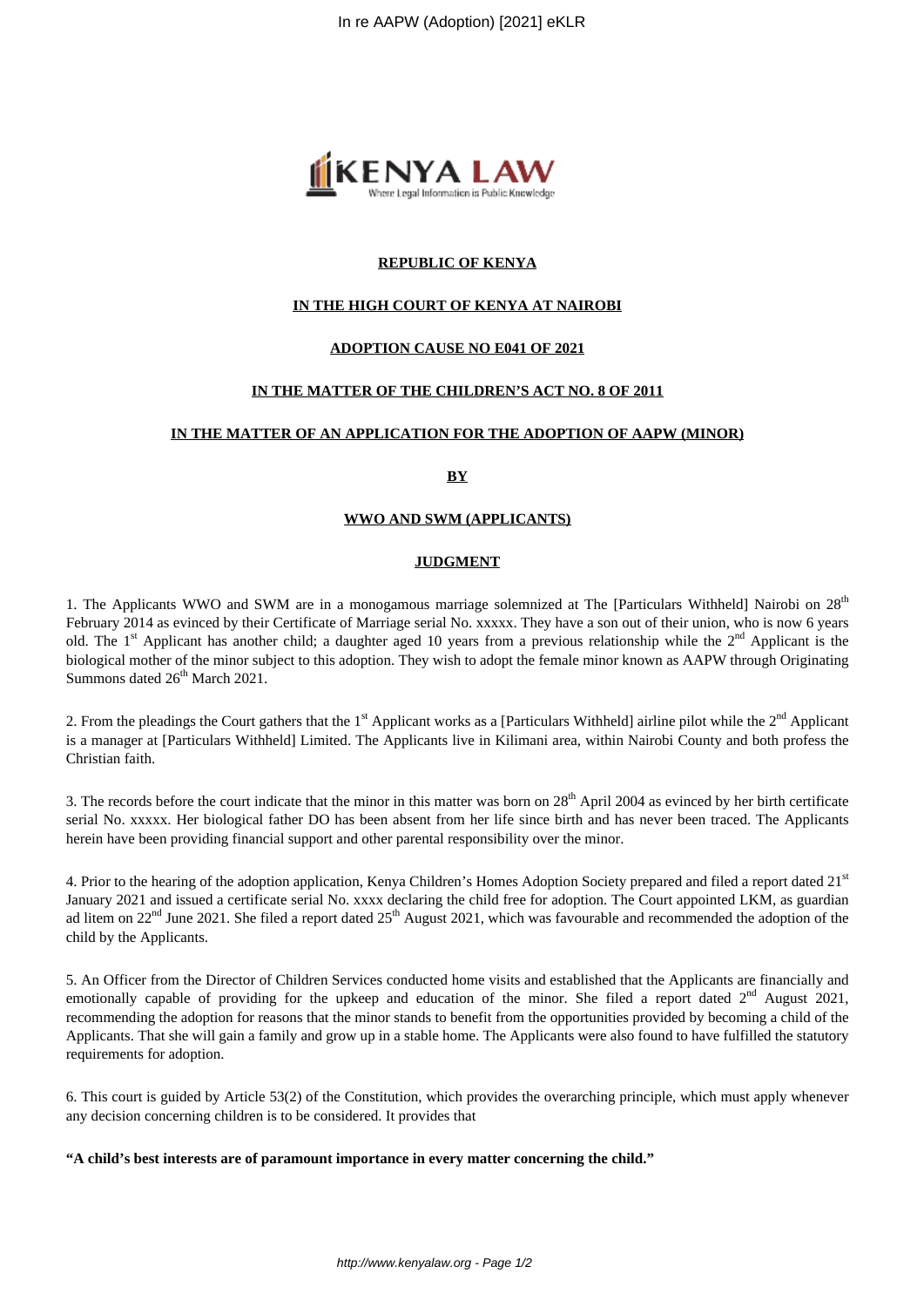**REPUBLIC OF KENYA**

**IN THE HIGH COURT OF KENYA AT NAIROBI**

**ADOPTION CAUSE NO E041 OF 2021**

**IN THE MATTER OF THE CHILDREN'S ACT NO. 8 OF 2011**

**IN THE MATTER OF AN APPLICATION FOR THE ADOPTION OF AAPW (MINOR)**

**BY**

**WWO AND SWM (APPLICANTS)**

**JUDGMENT**

1. The Applicants WWO and SWM are in a monogamous marriage solemnized at The [Particulars Withheld] Nairobi on 28th February 2014 as evinced by their Certificate of Marriage serial No. xxxxx. They have a son out of their union, who is now 6 years old. The 1st Applicant has another child; a daughter aged 10 years from a previous relationship while the 2nd Applicant is the biological mother of the minor subject to this adoption. They wish to adopt the female minor known as AAPW through Originating Summons dated 26th March 2021.

2. From the pleadings the Court gathers that the 1st Applicant works as a [Particulars Withheld] airline pilot while the 2nd Applicant is a manager at [Particulars Withheld] Limited. The Applicants live in Kilimani area, within Nairobi County and both profess the Christian faith.

3. The records before the court indicate that the minor in this matter was born on 28th April 2004 as evinced by her birth certificate serial No. xxxxx. Her biological father DO has been absent from her life since birth and has never been traced. The Applicants herein have been providing financial support and other parental responsibility over the minor.

4. Prior to the hearing of the adoption application, Kenya Children's Homes Adoption Society prepared and filed a report dated 21st January 2021 and issued a certificate serial No. xxxx declaring the child free for adoption. The Court appointed LKM, as guardian ad litem on 22nd June 2021. She filed a report dated 25th August 2021, which was favourable and recommended the adoption of the child by the Applicants.

5. An Officer from the Director of Children Services conducted home visits and established that the Applicants are financially and emotionally capable of providing for the upkeep and education of the minor. She filed a report dated 2nd August 2021, recommending the adoption for reasons that the minor stands to benefit from the opportunities provided by becoming a child of the Applicants. That she will gain a family and grow up in a stable home. The Applicants were also found to have fulfilled the statutory requirements for adoption.

6. This court is guided by Article 53(2) of the Constitution, which provides the overarching principle, which must apply whenever any decision concerning children is to be considered. It provides that

**"A child's best interests are of paramount importance in every matter concerning the child."**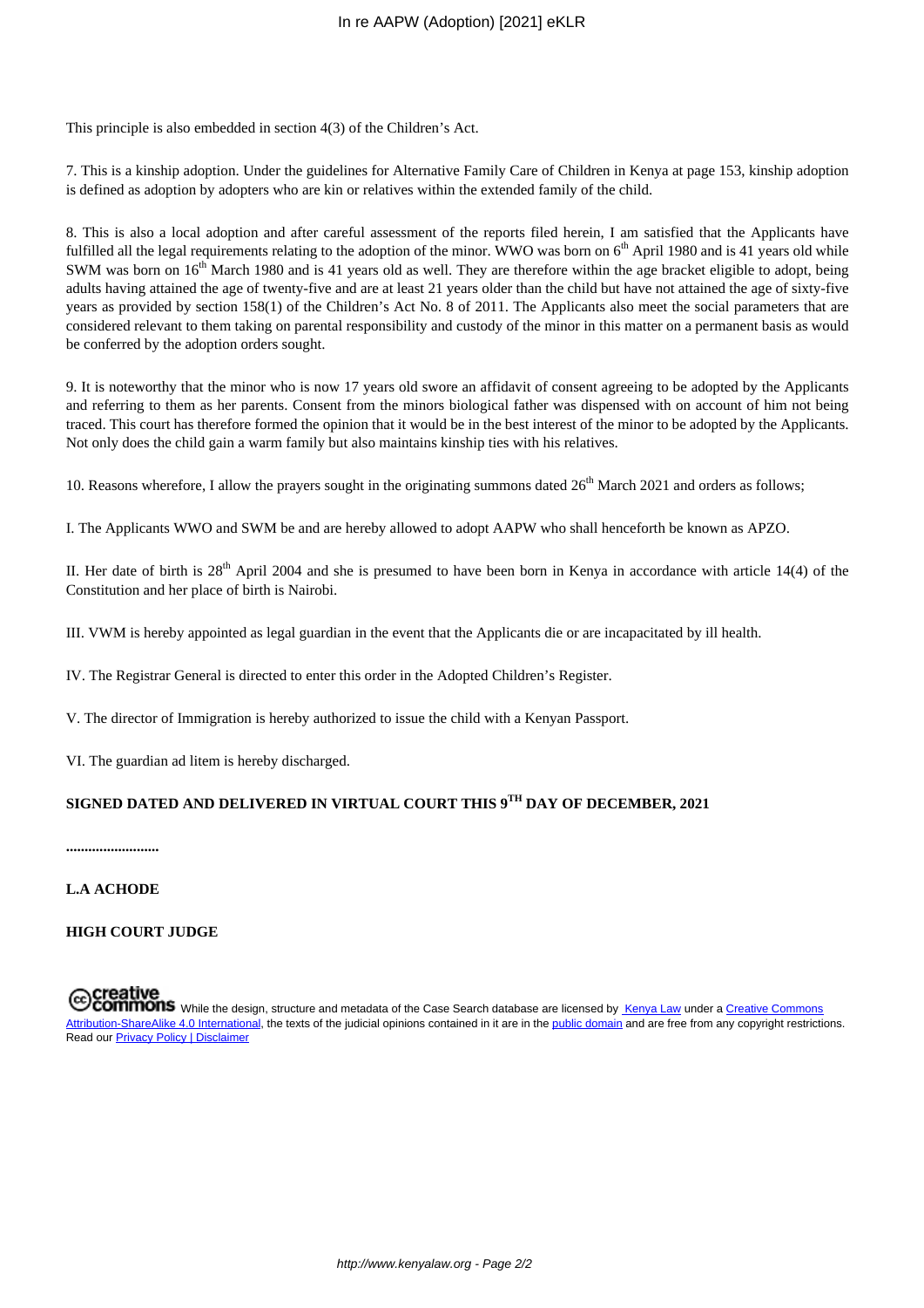This principle is also embedded in section 4(3) of the Children's Act.

7. This is a kinship adoption. Under the guidelines for Alternative Family Care of Children in Kenya at page 153, kinship adoption is defined as adoption by adopters who are kin or relatives within the extended family of the child.

8. This is also a local adoption and after careful assessment of the reports filed herein, I am satisfied that the Applicants have fulfilled all the legal requirements relating to the adoption of the minor. WWO was born on 6th April 1980 and is 41 years old while SWM was born on 16th March 1980 and is 41 years old as well. They are therefore within the age bracket eligible to adopt, being adults having attained the age of twenty-five and are at least 21 years older than the child but have not attained the age of sixty-five years as provided by section 158(1) of the Children's Act No. 8 of 2011. The Applicants also meet the social parameters that are considered relevant to them taking on parental responsibility and custody of the minor in this matter on a permanent basis as would be conferred by the adoption orders sought.

9. It is noteworthy that the minor who is now 17 years old swore an affidavit of consent agreeing to be adopted by the Applicants and referring to them as her parents. Consent from the minors biological father was dispensed with on account of him not being traced. This court has therefore formed the opinion that it would be in the best interest of the minor to be adopted by the Applicants. Not only does the child gain a warm family but also maintains kinship ties with his relatives.

10. Reasons wherefore, I allow the prayers sought in the originating summons dated 26th March 2021 and orders as follows;

I. The Applicants WWO and SWM be and are hereby allowed to adopt AAPW who shall henceforth be known as APZO.

II. Her date of birth is 28th April 2004 and she is presumed to have been born in Kenya in accordance with article 14(4) of the Constitution and her place of birth is Nairobi.

III. VWM is hereby appointed as legal guardian in the event that the Applicants die or are incapacitated by ill health.

IV. The Registrar General is directed to enter this order in the Adopted Children's Register.

V. The director of Immigration is hereby authorized to issue the child with a Kenyan Passport.

VI. The guardian ad litem is hereby discharged.

**SIGNED DATED AND DELIVERED IN VIRTUAL COURT THIS 9TH DAY OF DECEMBER, 2021**

**.........................**

**L.A ACHODE**

**HIGH COURT JUDGE**

While the design, structure and metadata of the Case Search database are licensed by Kenya Law under a Creative Commons Attribution-ShareAlike 4.0 International, the texts of the judicial opinions contained in it are in the public domain and are free from any copyright restrictions. Read our Privacy Policy | Disclaimer